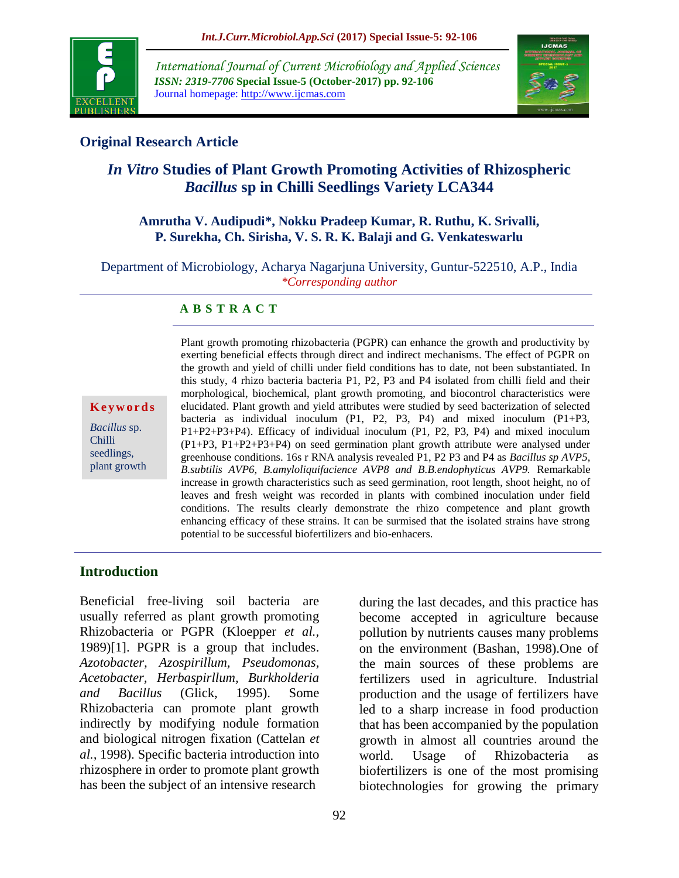International Journal of Current Microbiology and Applied Sciences
*ISSN: 2319-7706* **Special Issue-5 (October-2017) pp. 92-106**
Journal homepage: http://www.ijcmas.com

**Original Research Article**

# *In Vitro* Studies of Plant Growth Promoting Activities of Rhizospheric *Bacillus* sp in Chilli Seedlings Variety LCA344

**Amrutha V. Audipudi*, Nokku Pradeep Kumar, R. Ruthu, K. Srivalli, P. Surekha, Ch. Sirisha, V. S. R. K. Balaji and G. Venkateswarlu**

Department of Microbiology, Acharya Nagarjuna University, Guntur-522510, A.P., India
*Corresponding author

**A B S T R A C T**

**Keywords**

*Bacillus* sp. Chilli seedlings, plant growth

Plant growth promoting rhizobacteria (PGPR) can enhance the growth and productivity by exerting beneficial effects through direct and indirect mechanisms. The effect of PGPR on the growth and yield of chilli under field conditions has to date, not been substantiated. In this study, 4 rhizo bacteria bacteria P1, P2, P3 and P4 isolated from chilli field and their morphological, biochemical, plant growth promoting, and biocontrol characteristics were elucidated. Plant growth and yield attributes were studied by seed bacterization of selected bacteria as individual inoculum (P1, P2, P3, P4) and mixed inoculum (P1+P3, P1+P2+P3+P4). Efficacy of individual inoculum (P1, P2, P3, P4) and mixed inoculum (P1+P3, P1+P2+P3+P4) on seed germination plant growth attribute were analysed under greenhouse conditions. 16s r RNA analysis revealed P1, P2 P3 and P4 as *Bacillus sp AVP5, B.subtilis AVP6, B.amyloliquifacience AVP8 and B.B.endophyticus AVP9.* Remarkable increase in growth characteristics such as seed germination, root length, shoot height, no of leaves and fresh weight was recorded in plants with combined inoculation under field conditions. The results clearly demonstrate the rhizo competence and plant growth enhancing efficacy of these strains. It can be surmised that the isolated strains have strong potential to be successful biofertilizers and bio-enhacers.

## Introduction

Beneficial free-living soil bacteria are usually referred as plant growth promoting Rhizobacteria or PGPR (Kloepper *et al.,* 1989)[1]. PGPR is a group that includes. *Azotobacter, Azospirillum, Pseudomonas, Acetobacter, Herbaspirllum, Burkholderia and Bacillus* (Glick, 1995). Some Rhizobacteria can promote plant growth indirectly by modifying nodule formation and biological nitrogen fixation (Cattelan *et al.,* 1998). Specific bacteria introduction into rhizosphere in order to promote plant growth has been the subject of an intensive research during the last decades, and this practice has become accepted in agriculture because pollution by nutrients causes many problems on the environment (Bashan, 1998).One of the main sources of these problems are fertilizers used in agriculture. Industrial production and the usage of fertilizers have led to a sharp increase in food production that has been accompanied by the population growth in almost all countries around the world. Usage of Rhizobacteria as biofertilizers is one of the most promising biotechnologies for growing the primary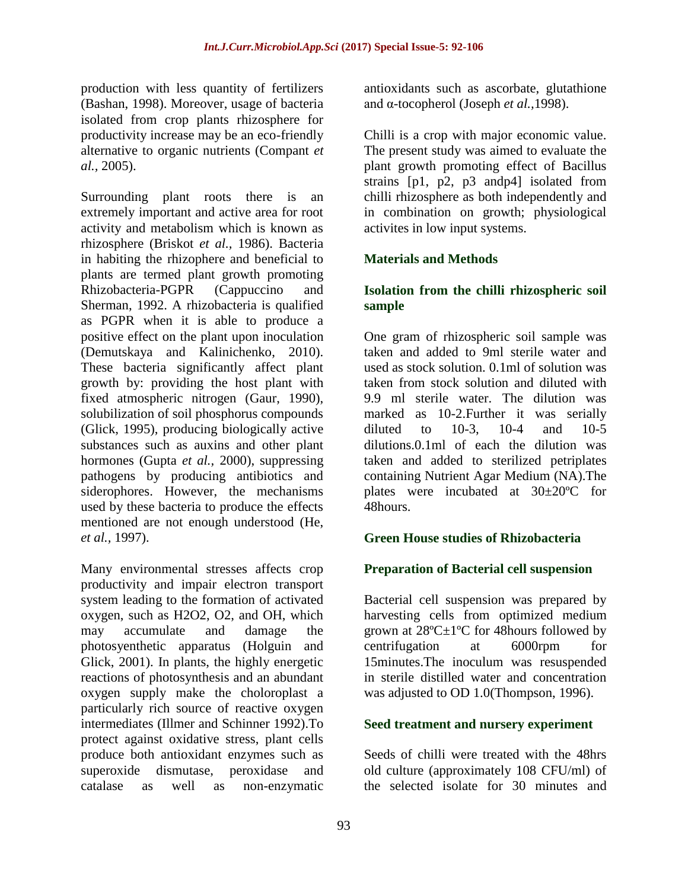production with less quantity of fertilizers (Bashan, 1998). Moreover, usage of bacteria isolated from crop plants rhizosphere for productivity increase may be an eco-friendly alternative to organic nutrients (Compant *et al.,* 2005).

Surrounding plant roots there is an extremely important and active area for root activity and metabolism which is known as rhizosphere (Briskot *et al.,* 1986). Bacteria in habiting the rhizophere and beneficial to plants are termed plant growth promoting Rhizobacteria-PGPR (Cappuccino and Sherman, 1992. A rhizobacteria is qualified as PGPR when it is able to produce a positive effect on the plant upon inoculation (Demutskaya and Kalinichenko, 2010). These bacteria significantly affect plant growth by: providing the host plant with fixed atmospheric nitrogen (Gaur, 1990), solubilization of soil phosphorus compounds (Glick, 1995), producing biologically active substances such as auxins and other plant hormones (Gupta *et al.,* 2000), suppressing pathogens by producing antibiotics and siderophores. However, the mechanisms used by these bacteria to produce the effects mentioned are not enough understood (He, *et al.,* 1997).

Many environmental stresses affects crop productivity and impair electron transport system leading to the formation of activated oxygen, such as H2O2, O2, and OH, which may accumulate and damage the photosyenthetic apparatus (Holguin and Glick, 2001). In plants, the highly energetic reactions of photosynthesis and an abundant oxygen supply make the choloroplast a particularly rich source of reactive oxygen intermediates (Illmer and Schinner 1992).To protect against oxidative stress, plant cells produce both antioxidant enzymes such as superoxide dismutase, peroxidase and catalase as well as non-enzymatic antioxidants such as ascorbate, glutathione and α-tocopherol (Joseph *et al.,*1998).

Chilli is a crop with major economic value. The present study was aimed to evaluate the plant growth promoting effect of Bacillus strains [p1, p2, p3 andp4] isolated from chilli rhizosphere as both independently and in combination on growth; physiological activites in low input systems.

## Materials and Methods

### Isolation from the chilli rhizospheric soil sample

One gram of rhizospheric soil sample was taken and added to 9ml sterile water and used as stock solution. 0.1ml of solution was taken from stock solution and diluted with 9.9 ml sterile water. The dilution was marked as 10-2.Further it was serially diluted to 10-3, 10-4 and 10-5 dilutions.0.1ml of each the dilution was taken and added to sterilized petriplates containing Nutrient Agar Medium (NA).The plates were incubated at 30±20ºC for 48hours.

### Green House studies of Rhizobacteria

### Preparation of Bacterial cell suspension

Bacterial cell suspension was prepared by harvesting cells from optimized medium grown at 28ºC±1ºC for 48hours followed by centrifugation at 6000rpm for 15minutes.The inoculum was resuspended in sterile distilled water and concentration was adjusted to OD 1.0(Thompson, 1996).

### Seed treatment and nursery experiment

Seeds of chilli were treated with the 48hrs old culture (approximately 108 CFU/ml) of the selected isolate for 30 minutes and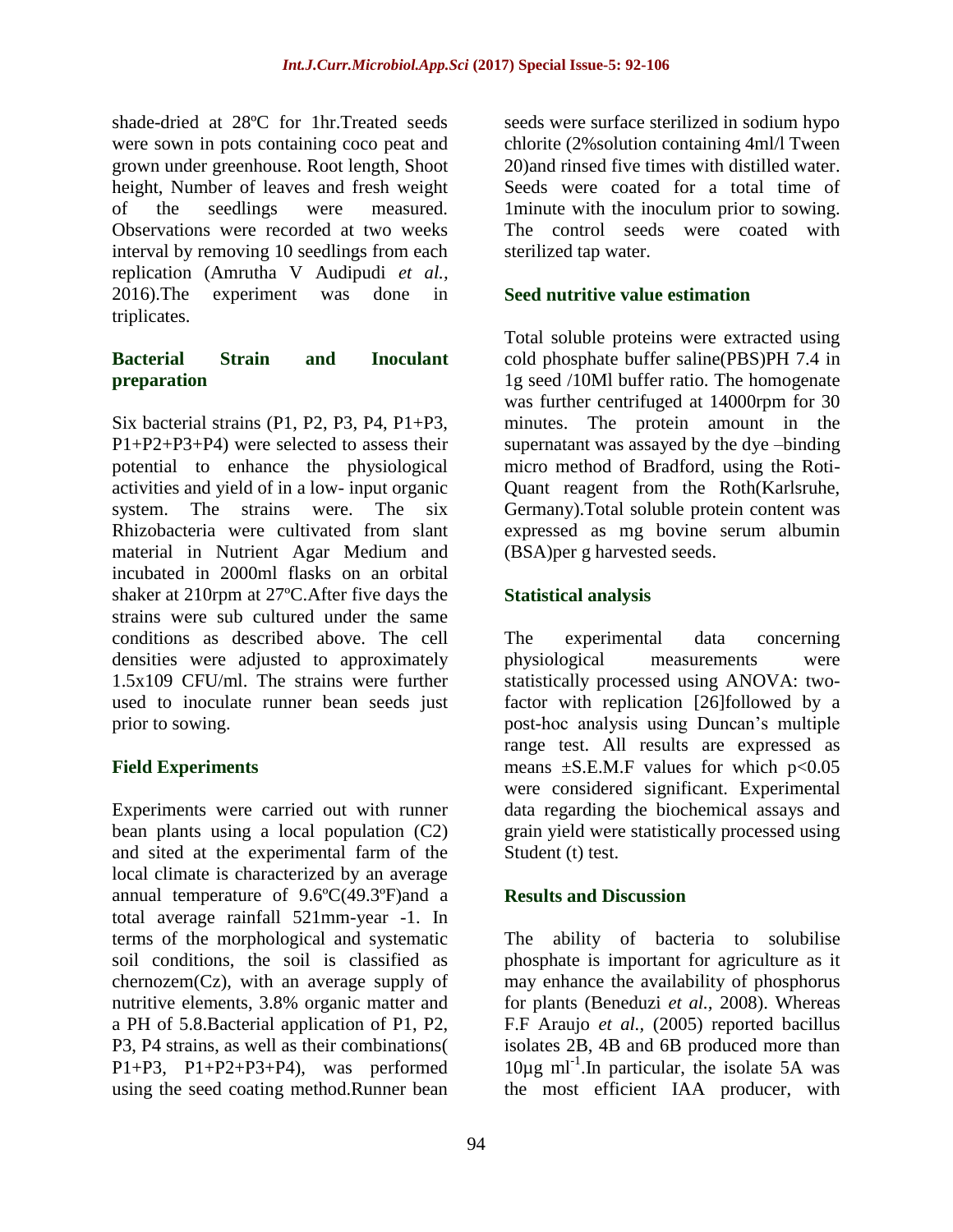shade-dried at 28ºC for 1hr.Treated seeds were sown in pots containing coco peat and grown under greenhouse. Root length, Shoot height, Number of leaves and fresh weight of the seedlings were measured. Observations were recorded at two weeks interval by removing 10 seedlings from each replication (Amrutha V Audipudi *et al.,* 2016).The experiment was done in triplicates.

### Bacterial Strain and Inoculant preparation

Six bacterial strains (P1, P2, P3, P4, P1+P3, P1+P2+P3+P4) were selected to assess their potential to enhance the physiological activities and yield of in a low- input organic system. The strains were. The six Rhizobacteria were cultivated from slant material in Nutrient Agar Medium and incubated in 2000ml flasks on an orbital shaker at 210rpm at 27ºC.After five days the strains were sub cultured under the same conditions as described above. The cell densities were adjusted to approximately 1.5x109 CFU/ml. The strains were further used to inoculate runner bean seeds just prior to sowing.

### Field Experiments

Experiments were carried out with runner bean plants using a local population (C2) and sited at the experimental farm of the local climate is characterized by an average annual temperature of 9.6ºC(49.3ºF)and a total average rainfall 521mm-year -1. In terms of the morphological and systematic soil conditions, the soil is classified as chernozem(Cz), with an average supply of nutritive elements, 3.8% organic matter and a PH of 5.8.Bacterial application of P1, P2, P3, P4 strains, as well as their combinations( P1+P3, P1+P2+P3+P4), was performed using the seed coating method.Runner bean seeds were surface sterilized in sodium hypo chlorite (2%solution containing 4ml/l Tween 20)and rinsed five times with distilled water. Seeds were coated for a total time of 1minute with the inoculum prior to sowing. The control seeds were coated with sterilized tap water.

### Seed nutritive value estimation

Total soluble proteins were extracted using cold phosphate buffer saline(PBS)PH 7.4 in 1g seed /10Ml buffer ratio. The homogenate was further centrifuged at 14000rpm for 30 minutes. The protein amount in the supernatant was assayed by the dye –binding micro method of Bradford, using the Roti-Quant reagent from the Roth(Karlsruhe, Germany).Total soluble protein content was expressed as mg bovine serum albumin (BSA)per g harvested seeds.

### Statistical analysis

The experimental data concerning physiological measurements were statistically processed using ANOVA: two-factor with replication [26]followed by a post-hoc analysis using Duncan's multiple range test. All results are expressed as means ±S.E.M.F values for which $p<0.05$ were considered significant. Experimental data regarding the biochemical assays and grain yield were statistically processed using Student (t) test.

## Results and Discussion

The ability of bacteria to solubilise phosphate is important for agriculture as it may enhance the availability of phosphorus for plants (Beneduzi *et al.,* 2008). Whereas F.F Araujo *et al.,* (2005) reported bacillus isolates 2B, 4B and 6B produced more than 10µg $ml^{-1}$.In particular, the isolate 5A was the most efficient IAA producer, with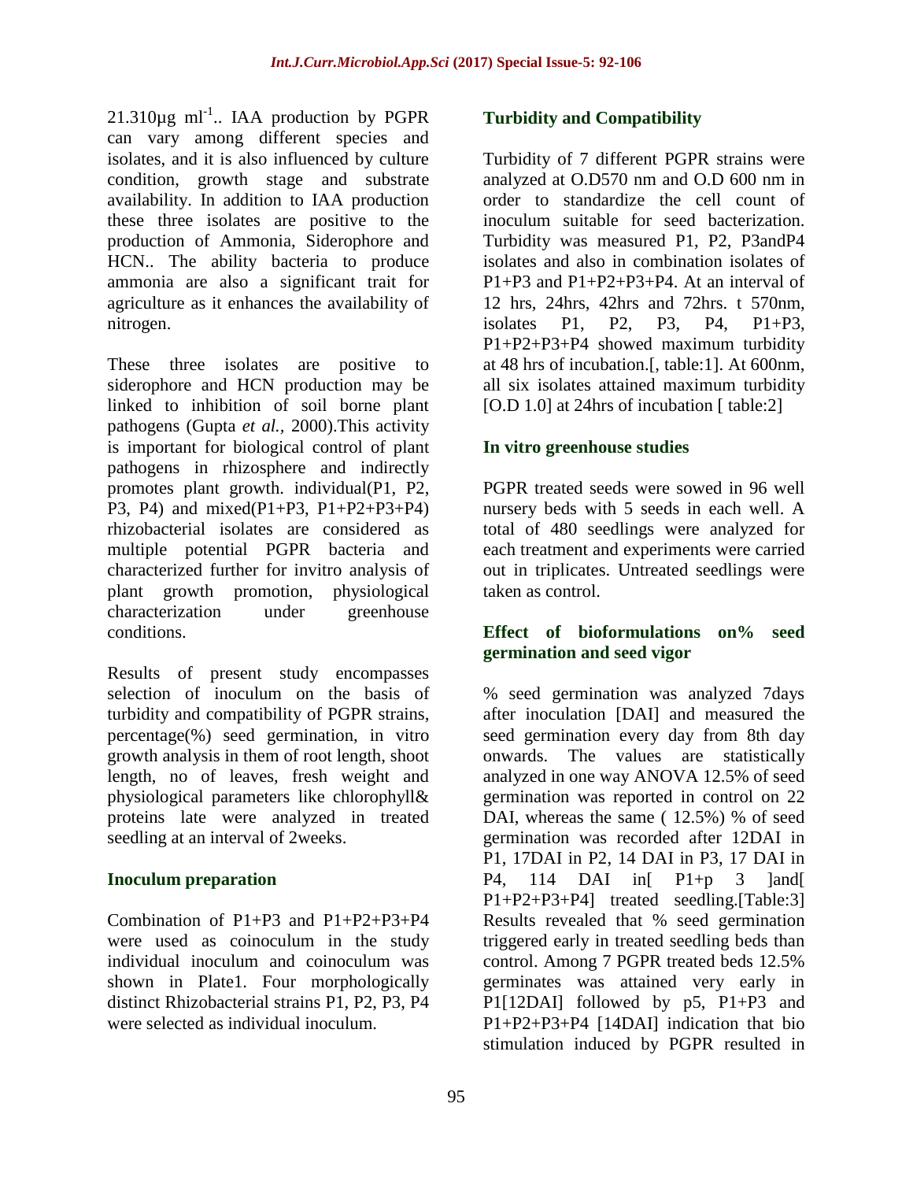21.310µg $ml^{-1}$.. IAA production by PGPR can vary among different species and isolates, and it is also influenced by culture condition, growth stage and substrate availability. In addition to IAA production these three isolates are positive to the production of Ammonia, Siderophore and HCN.. The ability bacteria to produce ammonia are also a significant trait for agriculture as it enhances the availability of nitrogen.

These three isolates are positive to siderophore and HCN production may be linked to inhibition of soil borne plant pathogens (Gupta *et al.*, 2000).This activity is important for biological control of plant pathogens in rhizosphere and indirectly promotes plant growth. individual(P1, P2, P3, P4) and mixed(P1+P3, P1+P2+P3+P4) rhizobacterial isolates are considered as multiple potential PGPR bacteria and characterized further for invitro analysis of plant growth promotion, physiological characterization under greenhouse conditions.

Results of present study encompasses selection of inoculum on the basis of turbidity and compatibility of PGPR strains, percentage(%) seed germination, in vitro growth analysis in them of root length, shoot length, no of leaves, fresh weight and physiological parameters like chlorophyll& proteins late were analyzed in treated seedling at an interval of 2weeks.

### Inoculum preparation

Combination of P1+P3 and P1+P2+P3+P4 were used as coinoculum in the study individual inoculum and coinoculum was shown in Plate1. Four morphologically distinct Rhizobacterial strains P1, P2, P3, P4 were selected as individual inoculum.

### Turbidity and Compatibility

Turbidity of 7 different PGPR strains were analyzed at O.D570 nm and O.D 600 nm in order to standardize the cell count of inoculum suitable for seed bacterization. Turbidity was measured P1, P2, P3andP4 isolates and also in combination isolates of P1+P3 and P1+P2+P3+P4. At an interval of 12 hrs, 24hrs, 42hrs and 72hrs. t 570nm, isolates P1, P2, P3, P4, P1+P3, P1+P2+P3+P4 showed maximum turbidity at 48 hrs of incubation.[, table:1]. At 600nm, all six isolates attained maximum turbidity [O.D 1.0] at 24hrs of incubation [ table:2]

### In vitro greenhouse studies

PGPR treated seeds were sowed in 96 well nursery beds with 5 seeds in each well. A total of 480 seedlings were analyzed for each treatment and experiments were carried out in triplicates. Untreated seedlings were taken as control.

### Effect of bioformulations on% seed germination and seed vigor

% seed germination was analyzed 7days after inoculation [DAI] and measured the seed germination every day from 8th day onwards. The values are statistically analyzed in one way ANOVA 12.5% of seed germination was reported in control on 22 DAI, whereas the same ( 12.5%) % of seed germination was recorded after 12DAI in P1, 17DAI in P2, 14 DAI in P3, 17 DAI in P4, 114 DAI in[ P1+p 3 ]and[ P1+P2+P3+P4] treated seedling.[Table:3] Results revealed that % seed germination triggered early in treated seedling beds than control. Among 7 PGPR treated beds 12.5% germinates was attained very early in P1[12DAI] followed by p5, P1+P3 and P1+P2+P3+P4 [14DAI] indication that bio stimulation induced by PGPR resulted in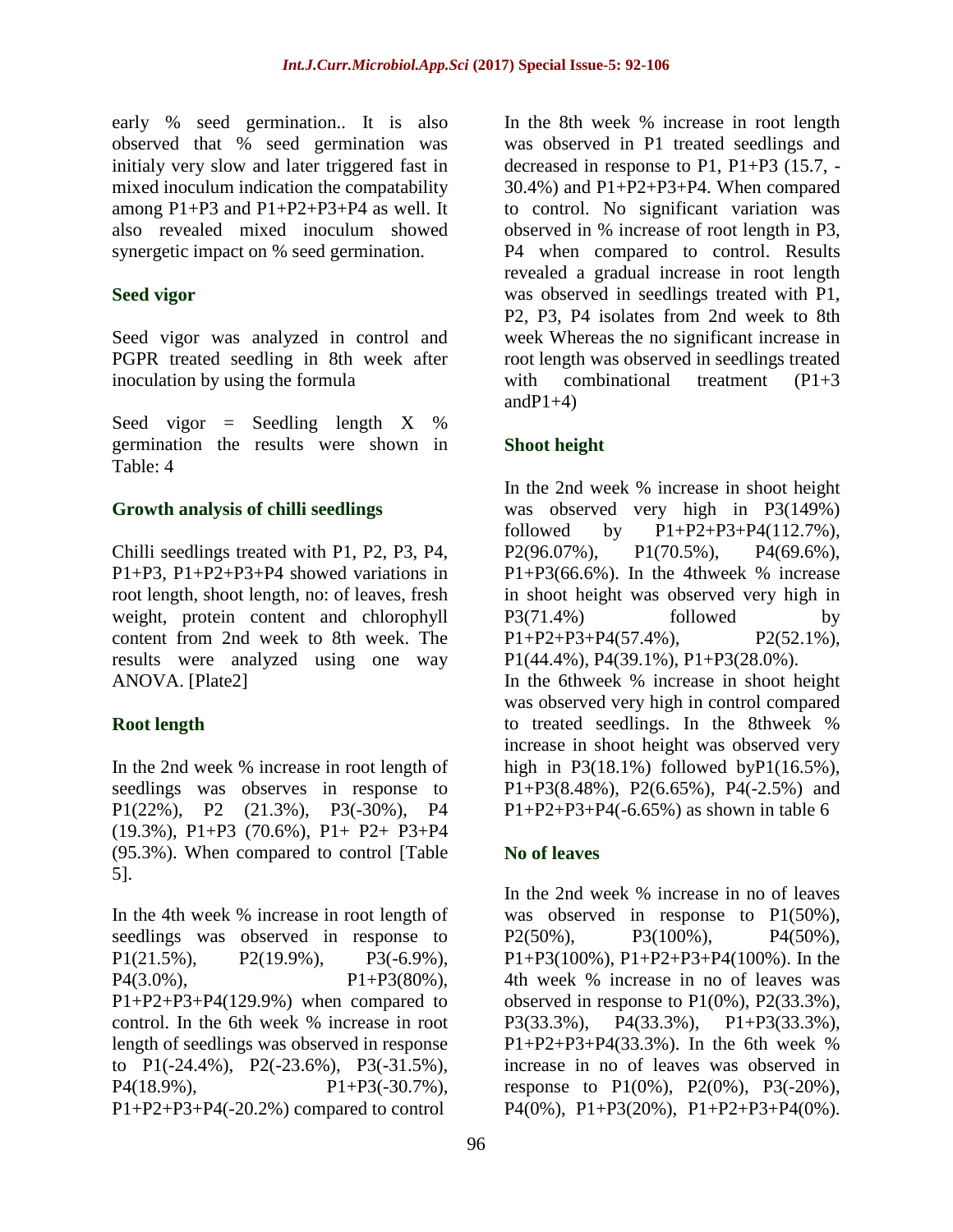early % seed germination.. It is also observed that % seed germination was initialy very slow and later triggered fast in mixed inoculum indication the compatability among P1+P3 and P1+P2+P3+P4 as well. It also revealed mixed inoculum showed synergetic impact on % seed germination.

### Seed vigor

Seed vigor was analyzed in control and PGPR treated seedling in 8th week after inoculation by using the formula

Seed vigor = Seedling length X % germination the results were shown in Table: 4

### Growth analysis of chilli seedlings

Chilli seedlings treated with P1, P2, P3, P4, P1+P3, P1+P2+P3+P4 showed variations in root length, shoot length, no: of leaves, fresh weight, protein content and chlorophyll content from 2nd week to 8th week. The results were analyzed using one way ANOVA. [Plate2]

### Root length

In the 2nd week % increase in root length of seedlings was observes in response to P1(22%), P2 (21.3%), P3(-30%), P4 (19.3%), P1+P3 (70.6%), P1+ P2+ P3+P4 (95.3%). When compared to control [Table 5].

In the 4th week % increase in root length of seedlings was observed in response to P1(21.5%), P2(19.9%), P3(-6.9%), P4(3.0%), P1+P3(80%), P1+P2+P3+P4(129.9%) when compared to control. In the 6th week % increase in root length of seedlings was observed in response to P1(-24.4%), P2(-23.6%), P3(-31.5%), P4(18.9%), P1+P3(-30.7%), P1+P2+P3+P4(-20.2%) compared to control

In the 8th week % increase in root length was observed in P1 treated seedlings and decreased in response to P1, P1+P3 (15.7, -30.4%) and P1+P2+P3+P4. When compared to control. No significant variation was observed in % increase of root length in P3, P4 when compared to control. Results revealed a gradual increase in root length was observed in seedlings treated with P1, P2, P3, P4 isolates from 2nd week to 8th week Whereas the no significant increase in root length was observed in seedlings treated with combinational treatment (P1+3 andP1+4)

### Shoot height

In the 2nd week % increase in shoot height was observed very high in P3(149%) followed by P1+P2+P3+P4(112.7%), P2(96.07%), P1(70.5%), P4(69.6%), P1+P3(66.6%). In the 4thweek % increase in shoot height was observed very high in P3(71.4%) followed by P1+P2+P3+P4(57.4%), P2(52.1%), P1(44.4%), P4(39.1%), P1+P3(28.0%).
In the 6thweek % increase in shoot height was observed very high in control compared to treated seedlings. In the 8thweek % increase in shoot height was observed very high in P3(18.1%) followed byP1(16.5%), P1+P3(8.48%), P2(6.65%), P4(-2.5%) and P1+P2+P3+P4(-6.65%) as shown in table 6

### No of leaves

In the 2nd week % increase in no of leaves was observed in response to P1(50%), P2(50%), P3(100%), P4(50%), P1+P3(100%), P1+P2+P3+P4(100%). In the 4th week % increase in no of leaves was observed in response to P1(0%), P2(33.3%), P3(33.3%), P4(33.3%), P1+P3(33.3%), P1+P2+P3+P4(33.3%). In the 6th week % increase in no of leaves was observed in response to P1(0%), P2(0%), P3(-20%), P4(0%), P1+P3(20%), P1+P2+P3+P4(0%).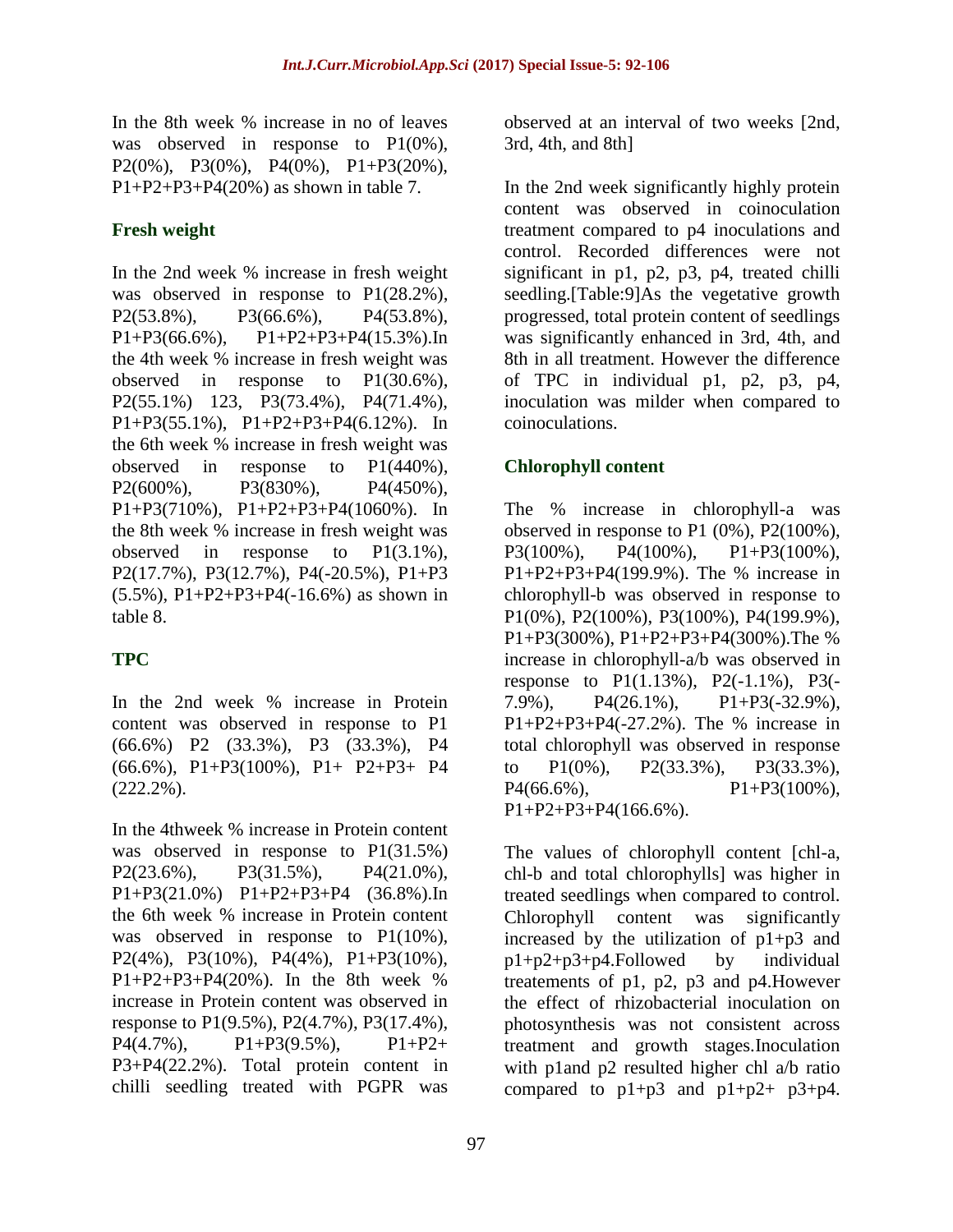In the 8th week % increase in no of leaves was observed in response to P1(0%), P2(0%), P3(0%), P4(0%), P1+P3(20%), P1+P2+P3+P4(20%) as shown in table 7.

### Fresh weight

In the 2nd week % increase in fresh weight was observed in response to P1(28.2%), P2(53.8%), P3(66.6%), P4(53.8%), P1+P3(66.6%), P1+P2+P3+P4(15.3%).In the 4th week % increase in fresh weight was observed in response to P1(30.6%), P2(55.1%) 123, P3(73.4%), P4(71.4%), P1+P3(55.1%), P1+P2+P3+P4(6.12%). In the 6th week % increase in fresh weight was observed in response to P1(440%), P2(600%), P3(830%), P4(450%), P1+P3(710%), P1+P2+P3+P4(1060%). In the 8th week % increase in fresh weight was observed in response to P1(3.1%), P2(17.7%), P3(12.7%), P4(-20.5%), P1+P3 (5.5%), P1+P2+P3+P4(-16.6%) as shown in table 8.

### TPC

In the 2nd week % increase in Protein content was observed in response to P1 (66.6%) P2 (33.3%), P3 (33.3%), P4 (66.6%), P1+P3(100%), P1+ P2+P3+ P4 (222.2%).

In the 4thweek % increase in Protein content was observed in response to P1(31.5%) P2(23.6%), P3(31.5%), P4(21.0%), P1+P3(21.0%) P1+P2+P3+P4 (36.8%).In the 6th week % increase in Protein content was observed in response to P1(10%), P2(4%), P3(10%), P4(4%), P1+P3(10%), P1+P2+P3+P4(20%). In the 8th week % increase in Protein content was observed in response to P1(9.5%), P2(4.7%), P3(17.4%), P4(4.7%), P1+P3(9.5%), P1+P2+ P3+P4(22.2%). Total protein content in chilli seedling treated with PGPR was observed at an interval of two weeks [2nd, 3rd, 4th, and 8th]

In the 2nd week significantly highly protein content was observed in coinoculation treatment compared to p4 inoculations and control. Recorded differences were not significant in p1, p2, p3, p4, treated chilli seedling.[Table:9]As the vegetative growth progressed, total protein content of seedlings was significantly enhanced in 3rd, 4th, and 8th in all treatment. However the difference of TPC in individual p1, p2, p3, p4, inoculation was milder when compared to coinoculations.

### Chlorophyll content

The % increase in chlorophyll-a was observed in response to P1 (0%), P2(100%), P3(100%), P4(100%), P1+P3(100%), P1+P2+P3+P4(199.9%). The % increase in chlorophyll-b was observed in response to P1(0%), P2(100%), P3(100%), P4(199.9%), P1+P3(300%), P1+P2+P3+P4(300%).The % increase in chlorophyll-a/b was observed in response to P1(1.13%), P2(-1.1%), P3(-7.9%), P4(26.1%), P1+P3(-32.9%), P1+P2+P3+P4(-27.2%). The % increase in total chlorophyll was observed in response to P1(0%), P2(33.3%), P3(33.3%), P4(66.6%), P1+P3(100%), P1+P2+P3+P4(166.6%).

The values of chlorophyll content [chl-a, chl-b and total chlorophylls] was higher in treated seedlings when compared to control. Chlorophyll content was significantly increased by the utilization of p1+p3 and p1+p2+p3+p4.Followed by individual treatements of p1, p2, p3 and p4.However the effect of rhizobacterial inoculation on photosynthesis was not consistent across treatment and growth stages.Inoculation with p1and p2 resulted higher chl a/b ratio compared to p1+p3 and p1+p2+ p3+p4.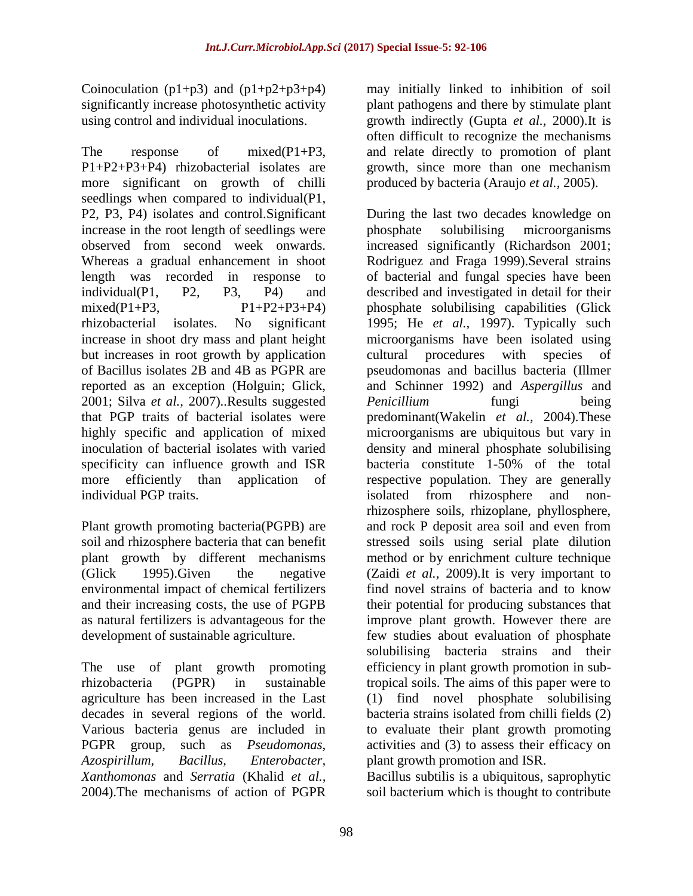Coinoculation (p1+p3) and (p1+p2+p3+p4) significantly increase photosynthetic activity using control and individual inoculations.

The response of mixed(P1+P3, P1+P2+P3+P4) rhizobacterial isolates are more significant on growth of chilli seedlings when compared to individual(P1, P2, P3, P4) isolates and control.Significant increase in the root length of seedlings were observed from second week onwards. Whereas a gradual enhancement in shoot length was recorded in response to individual(P1, P2, P3, P4) and mixed(P1+P3, P1+P2+P3+P4) rhizobacterial isolates. No significant increase in shoot dry mass and plant height but increases in root growth by application of Bacillus isolates 2B and 4B as PGPR are reported as an exception (Holguin; Glick, 2001; Silva *et al.,* 2007)..Results suggested that PGP traits of bacterial isolates were highly specific and application of mixed inoculation of bacterial isolates with varied specificity can influence growth and ISR more efficiently than application of individual PGP traits.

Plant growth promoting bacteria(PGPB) are soil and rhizosphere bacteria that can benefit plant growth by different mechanisms (Glick 1995).Given the negative environmental impact of chemical fertilizers and their increasing costs, the use of PGPB as natural fertilizers is advantageous for the development of sustainable agriculture.

The use of plant growth promoting rhizobacteria (PGPR) in sustainable agriculture has been increased in the Last decades in several regions of the world. Various bacteria genus are included in PGPR group, such as *Pseudomonas, Azospirillum, Bacillus, Enterobacter, Xanthomonas* and *Serratia* (Khalid *et al.,* 2004).The mechanisms of action of PGPR may initially linked to inhibition of soil plant pathogens and there by stimulate plant growth indirectly (Gupta *et al.,* 2000).It is often difficult to recognize the mechanisms and relate directly to promotion of plant growth, since more than one mechanism produced by bacteria (Araujo *et al.,* 2005).

During the last two decades knowledge on phosphate solubilising microorganisms increased significantly (Richardson 2001; Rodriguez and Fraga 1999).Several strains of bacterial and fungal species have been described and investigated in detail for their phosphate solubilising capabilities (Glick 1995; He *et al.,* 1997). Typically such microorganisms have been isolated using cultural procedures with species of pseudomonas and bacillus bacteria (Illmer and Schinner 1992) and *Aspergillus* and *Penicillium* fungi being predominant(Wakelin *et al.,* 2004).These microorganisms are ubiquitous but vary in density and mineral phosphate solubilising bacteria constitute 1-50% of the total respective population. They are generally isolated from rhizosphere and non-rhizosphere soils, rhizoplane, phyllosphere, and rock P deposit area soil and even from stressed soils using serial plate dilution method or by enrichment culture technique (Zaidi *et al.,* 2009).It is very important to find novel strains of bacteria and to know their potential for producing substances that improve plant growth. However there are few studies about evaluation of phosphate solubilising bacteria strains and their efficiency in plant growth promotion in sub-tropical soils. The aims of this paper were to (1) find novel phosphate solubilising bacteria strains isolated from chilli fields (2) to evaluate their plant growth promoting activities and (3) to assess their efficacy on plant growth promotion and ISR.

Bacillus subtilis is a ubiquitous, saprophytic soil bacterium which is thought to contribute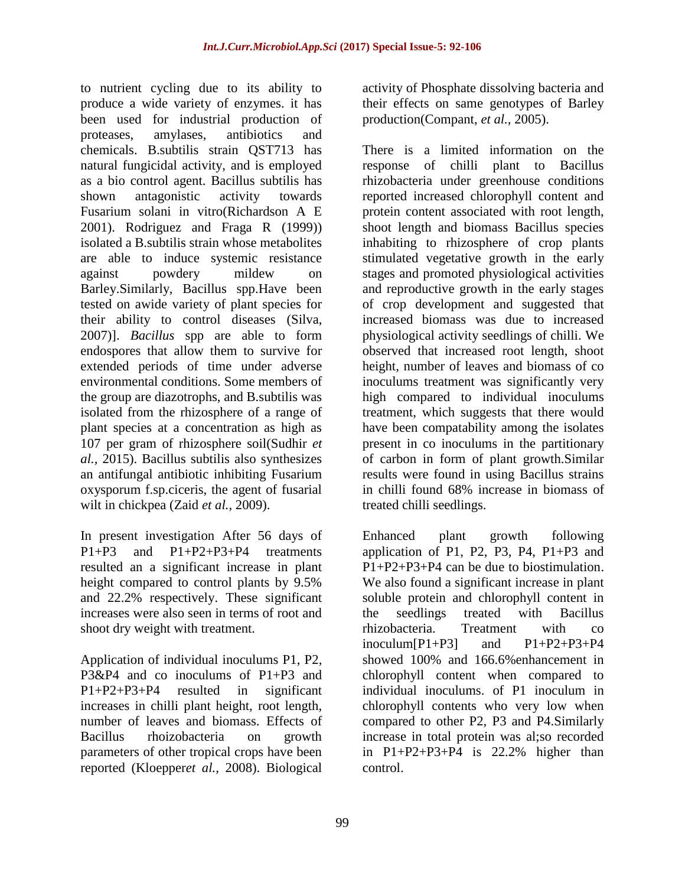to nutrient cycling due to its ability to produce a wide variety of enzymes. it has been used for industrial production of proteases, amylases, antibiotics and chemicals. B.subtilis strain QST713 has natural fungicidal activity, and is employed as a bio control agent. Bacillus subtilis has shown antagonistic activity towards Fusarium solani in vitro(Richardson A E 2001). Rodriguez and Fraga R (1999)) isolated a B.subtilis strain whose metabolites are able to induce systemic resistance against powdery mildew on Barley.Similarly, Bacillus spp.Have been tested on awide variety of plant species for their ability to control diseases (Silva, 2007)]. *Bacillus* spp are able to form endospores that allow them to survive for extended periods of time under adverse environmental conditions. Some members of the group are diazotrophs, and B.subtilis was isolated from the rhizosphere of a range of plant species at a concentration as high as 107 per gram of rhizosphere soil(Sudhir *et al.,* 2015). Bacillus subtilis also synthesizes an antifungal antibiotic inhibiting Fusarium oxysporum f.sp.ciceris, the agent of fusarial wilt in chickpea (Zaid *et al.,* 2009).

In present investigation After 56 days of P1+P3 and P1+P2+P3+P4 treatments resulted an a significant increase in plant height compared to control plants by 9.5% and 22.2% respectively. These significant increases were also seen in terms of root and shoot dry weight with treatment.

Application of individual inoculums P1, P2, P3&P4 and co inoculums of P1+P3 and P1+P2+P3+P4 resulted in significant increases in chilli plant height, root length, number of leaves and biomass. Effects of Bacillus rhoizobacteria on growth parameters of other tropical crops have been reported (Kloepper*et al.,* 2008). Biological activity of Phosphate dissolving bacteria and their effects on same genotypes of Barley production(Compant, *et al.,* 2005).

There is a limited information on the response of chilli plant to Bacillus rhizobacteria under greenhouse conditions reported increased chlorophyll content and protein content associated with root length, shoot length and biomass Bacillus species inhabiting to rhizosphere of crop plants stimulated vegetative growth in the early stages and promoted physiological activities and reproductive growth in the early stages of crop development and suggested that increased biomass was due to increased physiological activity seedlings of chilli. We observed that increased root length, shoot height, number of leaves and biomass of co inoculums treatment was significantly very high compared to individual inoculums treatment, which suggests that there would have been compatability among the isolates present in co inoculums in the partitionary of carbon in form of plant growth.Similar results were found in using Bacillus strains in chilli found 68% increase in biomass of treated chilli seedlings.

Enhanced plant growth following application of P1, P2, P3, P4, P1+P3 and P1+P2+P3+P4 can be due to biostimulation. We also found a significant increase in plant soluble protein and chlorophyll content in the seedlings treated with Bacillus rhizobacteria. Treatment with co inoculum[P1+P3] and P1+P2+P3+P4 showed 100% and 166.6%enhancement in chlorophyll content when compared to individual inoculums. of P1 inoculum in chlorophyll contents who very low when compared to other P2, P3 and P4.Similarly increase in total protein was al;so recorded in P1+P2+P3+P4 is 22.2% higher than control.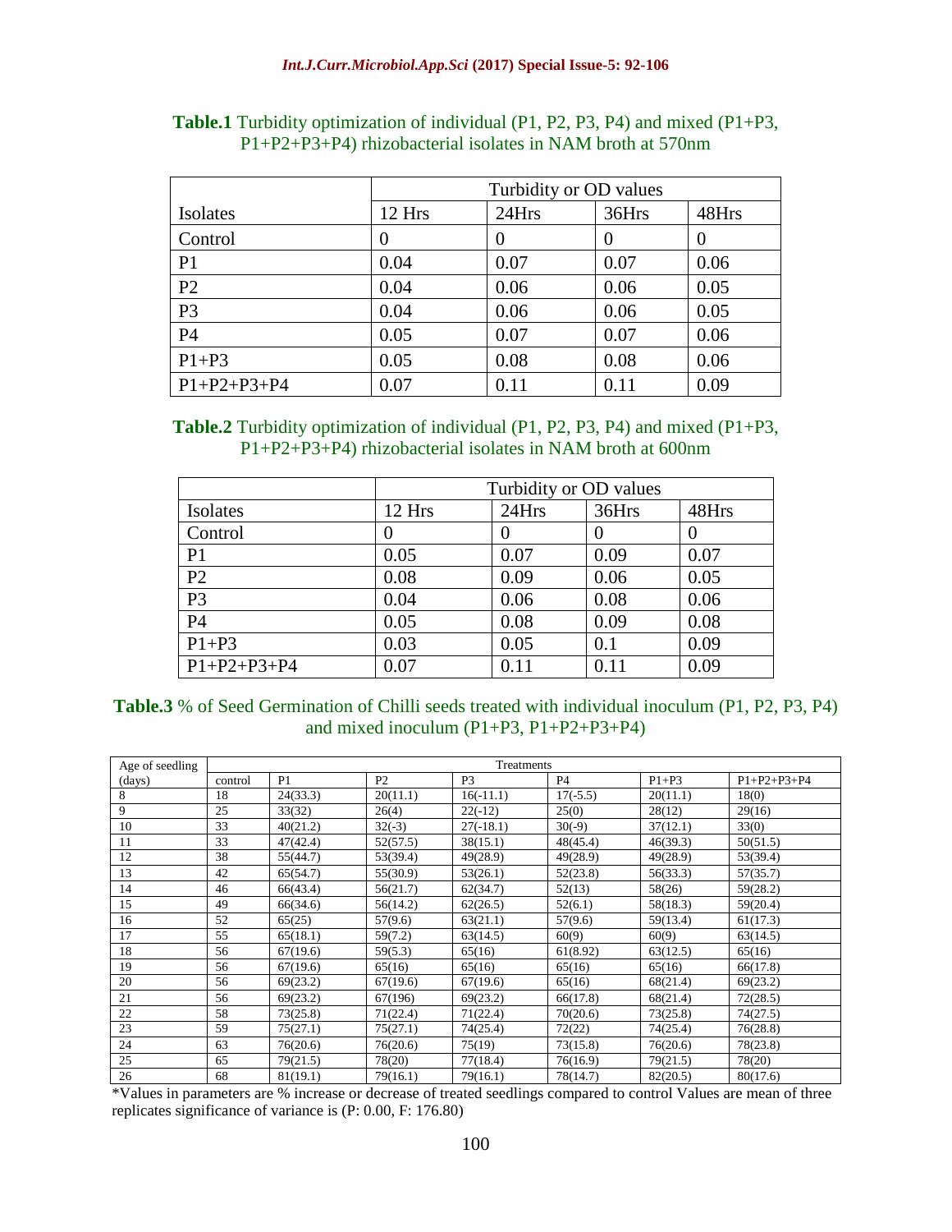**Table.1** Turbidity optimization of individual (P1, P2, P3, P4) and mixed (P1+P3, P1+P2+P3+P4) rhizobacterial isolates in NAM broth at 570nm

| | Turbidity or OD values | | | |
|---|---|---|---|---|
| Isolates | 12 Hrs | 24Hrs | 36Hrs | 48Hrs |
| Control | 0 | 0 | 0 | 0 |
| P1 | 0.04 | 0.07 | 0.07 | 0.06 |
| P2 | 0.04 | 0.06 | 0.06 | 0.05 |
| P3 | 0.04 | 0.06 | 0.06 | 0.05 |
| P4 | 0.05 | 0.07 | 0.07 | 0.06 |
| P1+P3 | 0.05 | 0.08 | 0.08 | 0.06 |
| P1+P2+P3+P4 | 0.07 | 0.11 | 0.11 | 0.09 |

**Table.2** Turbidity optimization of individual (P1, P2, P3, P4) and mixed (P1+P3, P1+P2+P3+P4) rhizobacterial isolates in NAM broth at 600nm

| | Turbidity or OD values | | | |
|---|---|---|---|---|
| Isolates | 12 Hrs | 24Hrs | 36Hrs | 48Hrs |
| Control | 0 | 0 | 0 | 0 |
| P1 | 0.05 | 0.07 | 0.09 | 0.07 |
| P2 | 0.08 | 0.09 | 0.06 | 0.05 |
| P3 | 0.04 | 0.06 | 0.08 | 0.06 |
| P4 | 0.05 | 0.08 | 0.09 | 0.08 |
| P1+P3 | 0.03 | 0.05 | 0.1 | 0.09 |
| P1+P2+P3+P4 | 0.07 | 0.11 | 0.11 | 0.09 |

**Table.3** % of Seed Germination of Chilli seeds treated with individual inoculum (P1, P2, P3, P4) and mixed inoculum (P1+P3, P1+P2+P3+P4)

| Age of seedling | Treatments | | | | | | |
|---|---|---|---|---|---|---|---|
| (days) | control | P1 | P2 | P3 | P4 | P1+P3 | P1+P2+P3+P4 |
| 8 | 18 | 24(33.3) | 20(11.1) | 16(-11.1) | 17(-5.5) | 20(11.1) | 18(0) |
| 9 | 25 | 33(32) | 26(4) | 22(-12) | 25(0) | 28(12) | 29(16) |
| 10 | 33 | 40(21.2) | 32(-3) | 27(-18.1) | 30(-9) | 37(12.1) | 33(0) |
| 11 | 33 | 47(42.4) | 52(57.5) | 38(15.1) | 48(45.4) | 46(39.3) | 50(51.5) |
| 12 | 38 | 55(44.7) | 53(39.4) | 49(28.9) | 49(28.9) | 49(28.9) | 53(39.4) |
| 13 | 42 | 65(54.7) | 55(30.9) | 53(26.1) | 52(23.8) | 56(33.3) | 57(35.7) |
| 14 | 46 | 66(43.4) | 56(21.7) | 62(34.7) | 52(13) | 58(26) | 59(28.2) |
| 15 | 49 | 66(34.6) | 56(14.2) | 62(26.5) | 52(6.1) | 58(18.3) | 59(20.4) |
| 16 | 52 | 65(25) | 57(9.6) | 63(21.1) | 57(9.6) | 59(13.4) | 61(17.3) |
| 17 | 55 | 65(18.1) | 59(7.2) | 63(14.5) | 60(9) | 60(9) | 63(14.5) |
| 18 | 56 | 67(19.6) | 59(5.3) | 65(16) | 61(8.92) | 63(12.5) | 65(16) |
| 19 | 56 | 67(19.6) | 65(16) | 65(16) | 65(16) | 65(16) | 66(17.8) |
| 20 | 56 | 69(23.2) | 67(19.6) | 67(19.6) | 65(16) | 68(21.4) | 69(23.2) |
| 21 | 56 | 69(23.2) | 67(196) | 69(23.2) | 66(17.8) | 68(21.4) | 72(28.5) |
| 22 | 58 | 73(25.8) | 71(22.4) | 71(22.4) | 70(20.6) | 73(25.8) | 74(27.5) |
| 23 | 59 | 75(27.1) | 75(27.1) | 74(25.4) | 72(22) | 74(25.4) | 76(28.8) |
| 24 | 63 | 76(20.6) | 76(20.6) | 75(19) | 73(15.8) | 76(20.6) | 78(23.8) |
| 25 | 65 | 79(21.5) | 78(20) | 77(18.4) | 76(16.9) | 79(21.5) | 78(20) |
| 26 | 68 | 81(19.1) | 79(16.1) | 79(16.1) | 78(14.7) | 82(20.5) | 80(17.6) |

*Values in parameters are % increase or decrease of treated seedlings compared to control Values are mean of three replicates significance of variance is (P: 0.00, F: 176.80)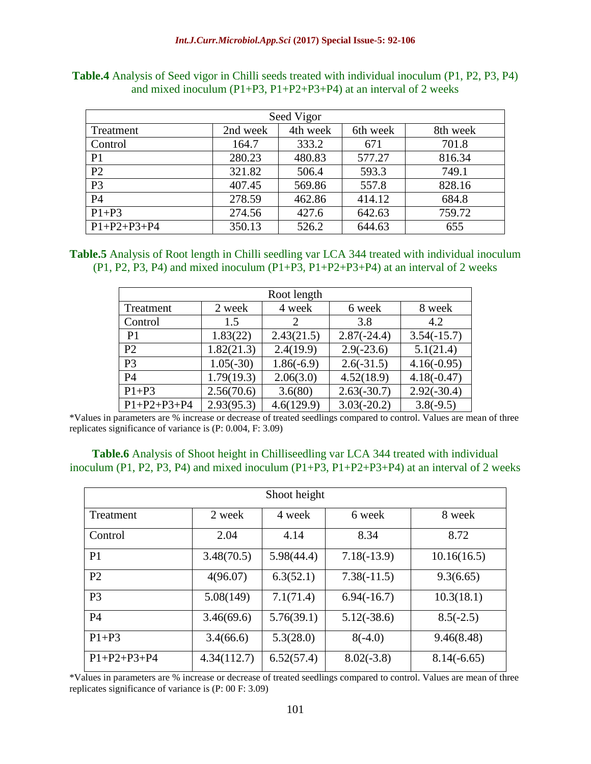**Table.4** Analysis of Seed vigor in Chilli seeds treated with individual inoculum (P1, P2, P3, P4) and mixed inoculum (P1+P3, P1+P2+P3+P4) at an interval of 2 weeks

| Seed Vigor | | | | |
|---|---|---|---|---|
| Treatment | 2nd week | 4th week | 6th week | 8th week |
| Control | 164.7 | 333.2 | 671 | 701.8 |
| P1 | 280.23 | 480.83 | 577.27 | 816.34 |
| P2 | 321.82 | 506.4 | 593.3 | 749.1 |
| P3 | 407.45 | 569.86 | 557.8 | 828.16 |
| P4 | 278.59 | 462.86 | 414.12 | 684.8 |
| P1+P3 | 274.56 | 427.6 | 642.63 | 759.72 |
| P1+P2+P3+P4 | 350.13 | 526.2 | 644.63 | 655 |

**Table.5** Analysis of Root length in Chilli seedling var LCA 344 treated with individual inoculum (P1, P2, P3, P4) and mixed inoculum (P1+P3, P1+P2+P3+P4) at an interval of 2 weeks

| Root length | | | | |
|---|---|---|---|---|
| Treatment | 2 week | 4 week | 6 week | 8 week |
| Control | 1.5 | 2 | 3.8 | 4.2 |
| P1 | 1.83(22) | 2.43(21.5) | 2.87(-24.4) | 3.54(-15.7) |
| P2 | 1.82(21.3) | 2.4(19.9) | 2.9(-23.6) | 5.1(21.4) |
| P3 | 1.05(-30) | 1.86(-6.9) | 2.6(-31.5) | 4.16(-0.95) |
| P4 | 1.79(19.3) | 2.06(3.0) | 4.52(18.9) | 4.18(-0.47) |
| P1+P3 | 2.56(70.6) | 3.6(80) | 2.63(-30.7) | 2.92(-30.4) |
| P1+P2+P3+P4 | 2.93(95.3) | 4.6(129.9) | 3.03(-20.2) | 3.8(-9.5) |

*Values in parameters are % increase or decrease of treated seedlings compared to control. Values are mean of three replicates significance of variance is (P: 0.004, F: 3.09)

**Table.6** Analysis of Shoot height in Chilliseedling var LCA 344 treated with individual inoculum (P1, P2, P3, P4) and mixed inoculum (P1+P3, P1+P2+P3+P4) at an interval of 2 weeks

| Shoot height | | | | |
|---|---|---|---|---|
| Treatment | 2 week | 4 week | 6 week | 8 week |
| Control | 2.04 | 4.14 | 8.34 | 8.72 |
| P1 | 3.48(70.5) | 5.98(44.4) | 7.18(-13.9) | 10.16(16.5) |
| P2 | 4(96.07) | 6.3(52.1) | 7.38(-11.5) | 9.3(6.65) |
| P3 | 5.08(149) | 7.1(71.4) | 6.94(-16.7) | 10.3(18.1) |
| P4 | 3.46(69.6) | 5.76(39.1) | 5.12(-38.6) | 8.5(-2.5) |
| P1+P3 | 3.4(66.6) | 5.3(28.0) | 8(-4.0) | 9.46(8.48) |
| P1+P2+P3+P4 | 4.34(112.7) | 6.52(57.4) | 8.02(-3.8) | 8.14(-6.65) |

*Values in parameters are % increase or decrease of treated seedlings compared to control. Values are mean of three replicates significance of variance is (P: 00 F: 3.09)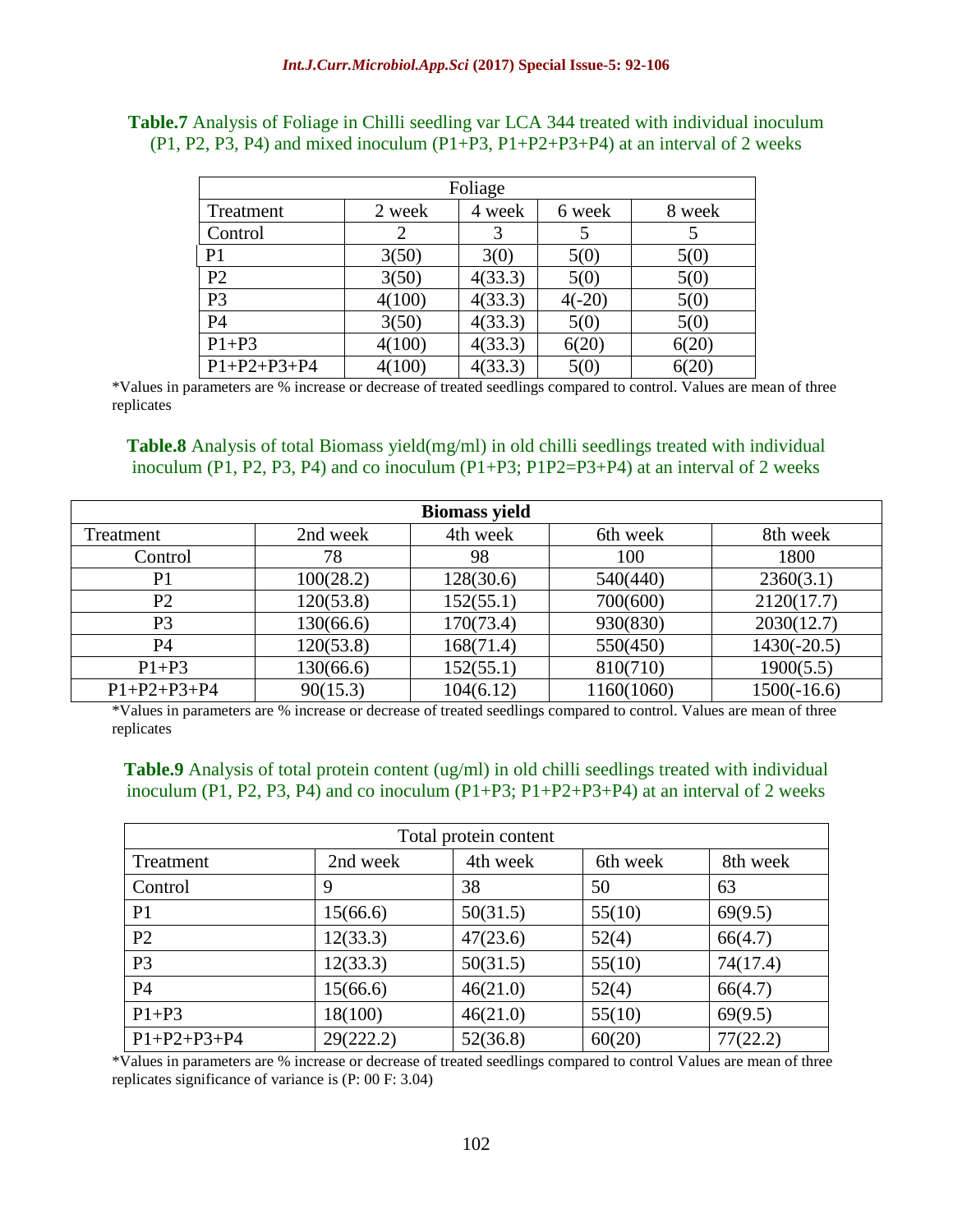**Table.7** Analysis of Foliage in Chilli seedling var LCA 344 treated with individual inoculum (P1, P2, P3, P4) and mixed inoculum (P1+P3, P1+P2+P3+P4) at an interval of 2 weeks

| Foliage | | | | |
|---|---|---|---|---|
| Treatment | 2 week | 4 week | 6 week | 8 week |
| Control | 2 | 3 | 5 | 5 |
| P1 | 3(50) | 3(0) | 5(0) | 5(0) |
| P2 | 3(50) | 4(33.3) | 5(0) | 5(0) |
| P3 | 4(100) | 4(33.3) | 4(-20) | 5(0) |
| P4 | 3(50) | 4(33.3) | 5(0) | 5(0) |
| P1+P3 | 4(100) | 4(33.3) | 6(20) | 6(20) |
| P1+P2+P3+P4 | 4(100) | 4(33.3) | 5(0) | 6(20) |

*Values in parameters are % increase or decrease of treated seedlings compared to control. Values are mean of three replicates

**Table.8** Analysis of total Biomass yield(mg/ml) in old chilli seedlings treated with individual inoculum (P1, P2, P3, P4) and co inoculum (P1+P3; P1P2=P3+P4) at an interval of 2 weeks

| **Biomass yield** | | | | |
|---|---|---|---|---|
| Treatment | 2nd week | 4th week | 6th week | 8th week |
| Control | 78 | 98 | 100 | 1800 |
| P1 | 100(28.2) | 128(30.6) | 540(440) | 2360(3.1) |
| P2 | 120(53.8) | 152(55.1) | 700(600) | 2120(17.7) |
| P3 | 130(66.6) | 170(73.4) | 930(830) | 2030(12.7) |
| P4 | 120(53.8) | 168(71.4) | 550(450) | 1430(-20.5) |
| P1+P3 | 130(66.6) | 152(55.1) | 810(710) | 1900(5.5) |
| P1+P2+P3+P4 | 90(15.3) | 104(6.12) | 1160(1060) | 1500(-16.6) |

*Values in parameters are % increase or decrease of treated seedlings compared to control. Values are mean of three replicates

**Table.9** Analysis of total protein content (ug/ml) in old chilli seedlings treated with individual inoculum (P1, P2, P3, P4) and co inoculum (P1+P3; P1+P2+P3+P4) at an interval of 2 weeks

| Total protein content | | | | |
|---|---|---|---|---|
| Treatment | 2nd week | 4th week | 6th week | 8th week |
| Control | 9 | 38 | 50 | 63 |
| P1 | 15(66.6) | 50(31.5) | 55(10) | 69(9.5) |
| P2 | 12(33.3) | 47(23.6) | 52(4) | 66(4.7) |
| P3 | 12(33.3) | 50(31.5) | 55(10) | 74(17.4) |
| P4 | 15(66.6) | 46(21.0) | 52(4) | 66(4.7) |
| P1+P3 | 18(100) | 46(21.0) | 55(10) | 69(9.5) |
| P1+P2+P3+P4 | 29(222.2) | 52(36.8) | 60(20) | 77(22.2) |

*Values in parameters are % increase or decrease of treated seedlings compared to control Values are mean of three replicates significance of variance is (P: 00 F: 3.04)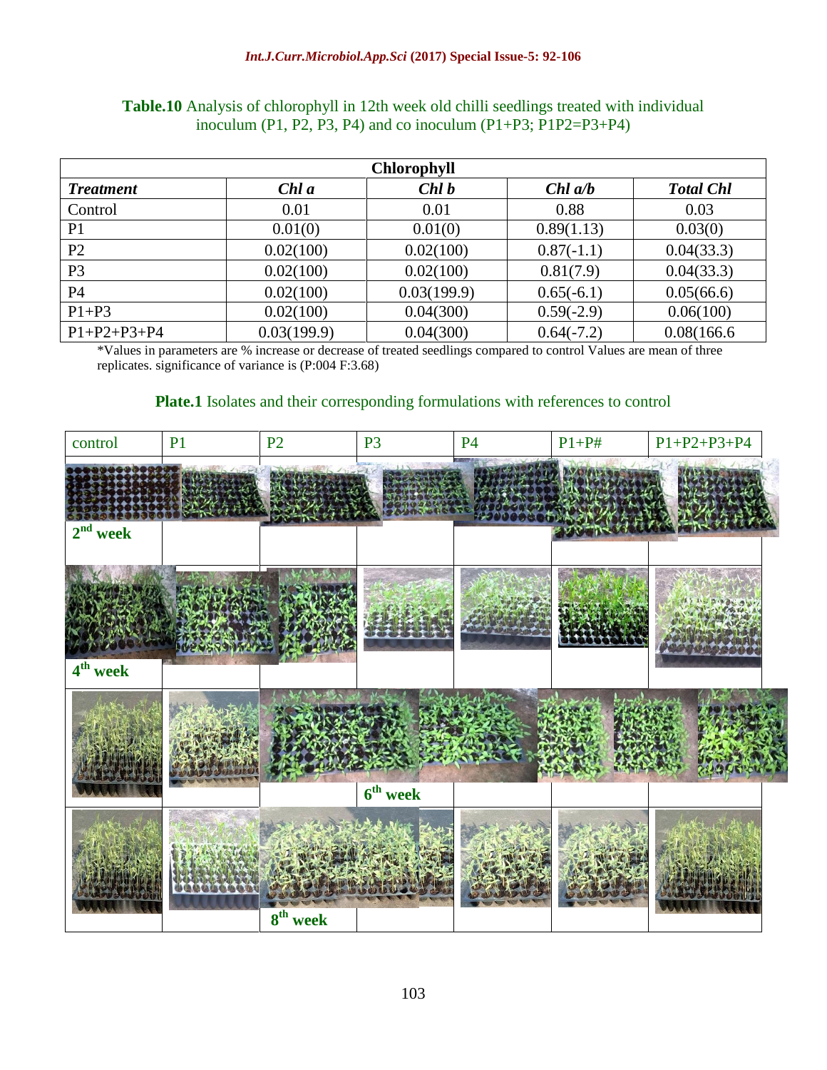**Table.10** Analysis of chlorophyll in 12th week old chilli seedlings treated with individual inoculum (P1, P2, P3, P4) and co inoculum (P1+P3; P1P2=P3+P4)

| Chlorophyll | | | | |
|---|---|---|---|---|
| ***Treatment*** | ***Chl a*** | ***Chl b*** | ***Chl a/b*** | ***Total Chl*** |
| Control | 0.01 | 0.01 | 0.88 | 0.03 |
| P1 | 0.01(0) | 0.01(0) | 0.89(1.13) | 0.03(0) |
| P2 | 0.02(100) | 0.02(100) | 0.87(-1.1) | 0.04(33.3) |
| P3 | 0.02(100) | 0.02(100) | 0.81(7.9) | 0.04(33.3) |
| P4 | 0.02(100) | 0.03(199.9) | 0.65(-6.1) | 0.05(66.6) |
| P1+P3 | 0.02(100) | 0.04(300) | 0.59(-2.9) | 0.06(100) |
| P1+P2+P3+P4 | 0.03(199.9) | 0.04(300) | 0.64(-7.2) | 0.08(166.6 |

*Values in parameters are % increase or decrease of treated seedlings compared to control Values are mean of three replicates. significance of variance is (P:004 F:3.68)

**Plate.1** Isolates and their corresponding formulations with references to control

| control | P1 | P2 | P3 | P4 | P1+P# | P1+P2+P3+P4 |
|---|---|---|---|---|---|---|
| **2nd week** | | | | | | |
| **4th week** | | | | | | |
| | | | **6th week** | | | |
| | | **8th week** | | | | |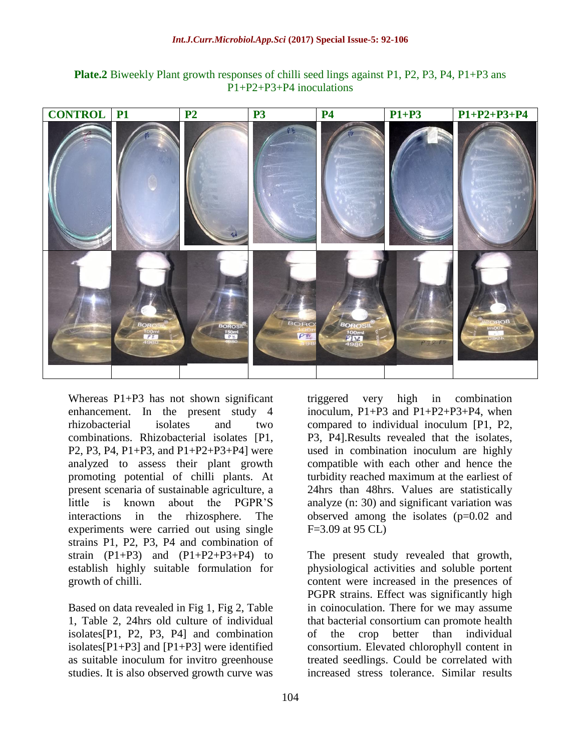**Plate.2** Biweekly Plant growth responses of chilli seed lings against P1, P2, P3, P4, P1+P3 ans P1+P2+P3+P4 inoculations

| CONTROL | P1 | P2 | P3 | P4 | P1+P3 | P1+P2+P3+P4 |
|---|---|---|---|---|---|---|

Whereas P1+P3 has not shown significant enhancement. In the present study 4 rhizobacterial isolates and two combinations. Rhizobacterial isolates [P1, P2, P3, P4, P1+P3, and P1+P2+P3+P4] were analyzed to assess their plant growth promoting potential of chilli plants. At present scenaria of sustainable agriculture, a little is known about the PGPR'S interactions in the rhizosphere. The experiments were carried out using single strains P1, P2, P3, P4 and combination of strain (P1+P3) and (P1+P2+P3+P4) to establish highly suitable formulation for growth of chilli.

Based on data revealed in Fig 1, Fig 2, Table 1, Table 2, 24hrs old culture of individual isolates[P1, P2, P3, P4] and combination isolates[P1+P3] and [P1+P3] were identified as suitable inoculum for invitro greenhouse studies. It is also observed growth curve was triggered very high in combination inoculum, P1+P3 and P1+P2+P3+P4, when compared to individual inoculum [P1, P2, P3, P4].Results revealed that the isolates, used in combination inoculum are highly compatible with each other and hence the turbidity reached maximum at the earliest of 24hrs than 48hrs. Values are statistically analyze (n: 30) and significant variation was observed among the isolates ($p=0.02$ and $F=3.09$ at 95 CL)

The present study revealed that growth, physiological activities and soluble portent content were increased in the presences of PGPR strains. Effect was significantly high in coinoculation. There for we may assume that bacterial consortium can promote health of the crop better than individual consortium. Elevated chlorophyll content in treated seedlings. Could be correlated with increased stress tolerance. Similar results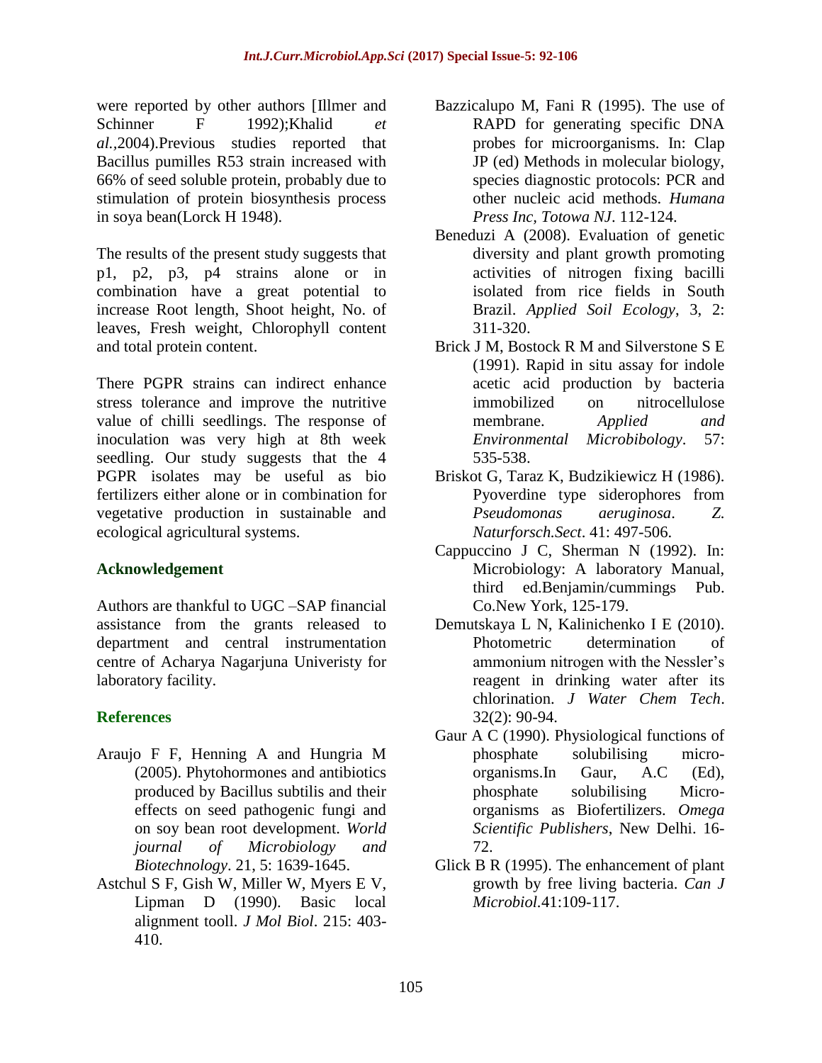were reported by other authors [Illmer and Schinner F 1992);Khalid *et al.*,2004).Previous studies reported that Bacillus pumilles R53 strain increased with 66% of seed soluble protein, probably due to stimulation of protein biosynthesis process in soya bean(Lorck H 1948).

The results of the present study suggests that p1, p2, p3, p4 strains alone or in combination have a great potential to increase Root length, Shoot height, No. of leaves, Fresh weight, Chlorophyll content and total protein content.

There PGPR strains can indirect enhance stress tolerance and improve the nutritive value of chilli seedlings. The response of inoculation was very high at 8th week seedling. Our study suggests that the 4 PGPR isolates may be useful as bio fertilizers either alone or in combination for vegetative production in sustainable and ecological agricultural systems.

## Acknowledgement

Authors are thankful to UGC –SAP financial assistance from the grants released to department and central instrumentation centre of Acharya Nagarjuna Univeristy for laboratory facility.

## References

Araujo F F, Henning A and Hungria M (2005). Phytohormones and antibiotics produced by Bacillus subtilis and their effects on seed pathogenic fungi and on soy bean root development. *World journal of Microbiology and Biotechnology*. 21, 5: 1639-1645.

Astchul S F, Gish W, Miller W, Myers E V, Lipman D (1990). Basic local alignment tooll. *J Mol Biol*. 215: 403-410.

Bazzicalupo M, Fani R (1995). The use of RAPD for generating specific DNA probes for microorganisms. In: Clap JP (ed) Methods in molecular biology, species diagnostic protocols: PCR and other nucleic acid methods. *Humana Press Inc, Totowa NJ*. 112-124.

Beneduzi A (2008). Evaluation of genetic diversity and plant growth promoting activities of nitrogen fixing bacilli isolated from rice fields in South Brazil. *Applied Soil Ecology*, 3, 2: 311-320.

Brick J M, Bostock R M and Silverstone S E (1991). Rapid in situ assay for indole acetic acid production by bacteria immobilized on nitrocellulose membrane. *Applied and Environmental Microbibology*. 57: 535-538.

Briskot G, Taraz K, Budzikiewicz H (1986). Pyoverdine type siderophores from *Pseudomonas aeruginosa*. *Z. Naturforsch.Sect*. 41: 497-506.

Cappuccino J C, Sherman N (1992). In: Microbiology: A laboratory Manual, third ed.Benjamin/cummings Pub. Co.New York, 125-179.

Demutskaya L N, Kalinichenko I E (2010). Photometric determination of ammonium nitrogen with the Nessler's reagent in drinking water after its chlorination. *J Water Chem Tech*. 32(2): 90-94.

Gaur A C (1990). Physiological functions of phosphate solubilising micro-organisms.In Gaur, A.C (Ed), phosphate solubilising Micro-organisms as Biofertilizers. *Omega Scientific Publishers*, New Delhi. 16-72.

Glick B R (1995). The enhancement of plant growth by free living bacteria. *Can J Microbiol*.41:109-117.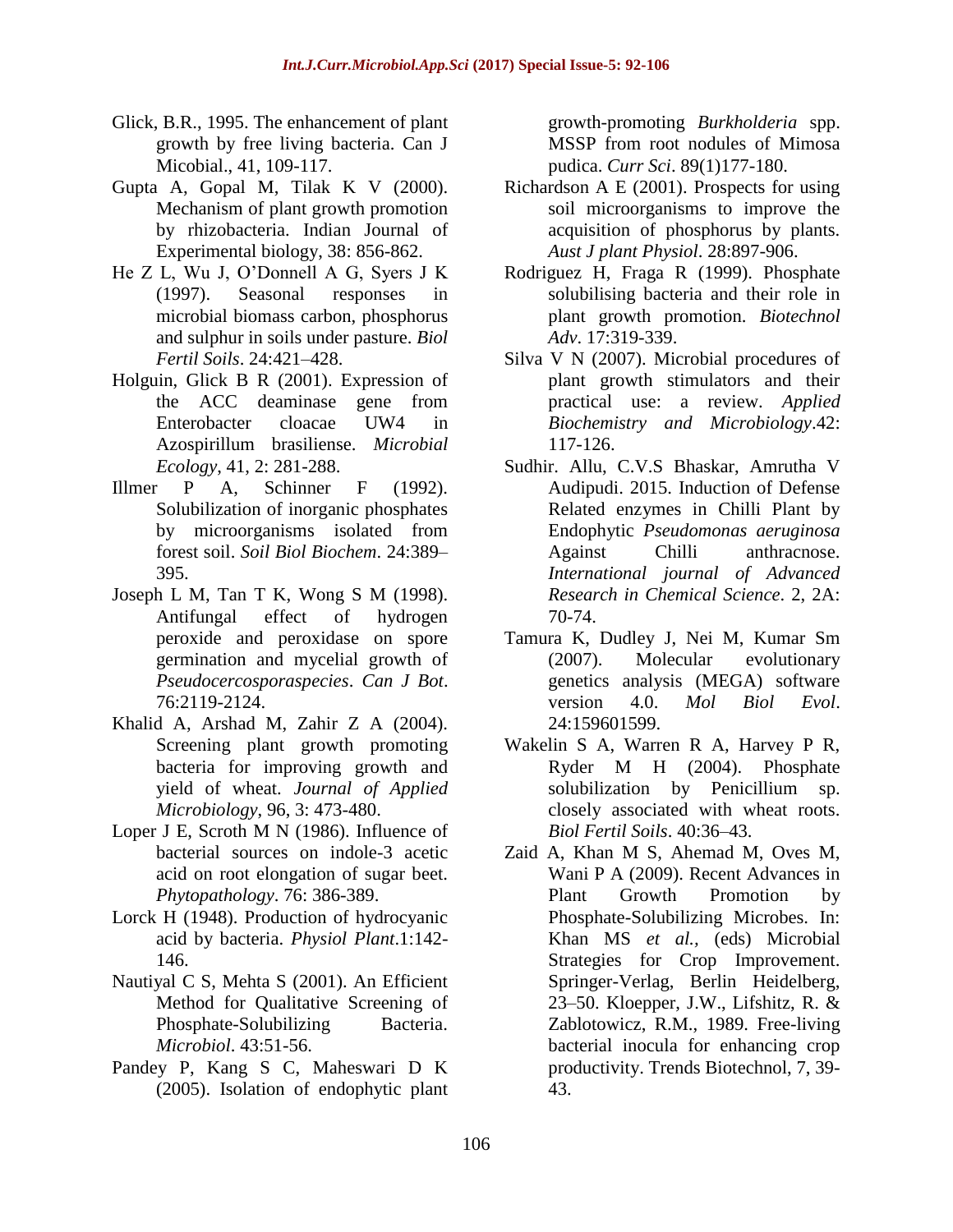Glick, B.R., 1995. The enhancement of plant growth by free living bacteria. Can J Micobial., 41, 109-117.

Gupta A, Gopal M, Tilak K V (2000). Mechanism of plant growth promotion by rhizobacteria. Indian Journal of Experimental biology, 38: 856-862.

He Z L, Wu J, O'Donnell A G, Syers J K (1997). Seasonal responses in microbial biomass carbon, phosphorus and sulphur in soils under pasture. *Biol Fertil Soils*. 24:421–428.

Holguin, Glick B R (2001). Expression of the ACC deaminase gene from Enterobacter cloacae UW4 in Azospirillum brasiliense. *Microbial Ecology*, 41, 2: 281-288.

Illmer P A, Schinner F (1992). Solubilization of inorganic phosphates by microorganisms isolated from forest soil. *Soil Biol Biochem*. 24:389–395.

Joseph L M, Tan T K, Wong S M (1998). Antifungal effect of hydrogen peroxide and peroxidase on spore germination and mycelial growth of *Pseudocercosporaspecies*. *Can J Bot*. 76:2119-2124.

Khalid A, Arshad M, Zahir Z A (2004). Screening plant growth promoting bacteria for improving growth and yield of wheat. *Journal of Applied Microbiology*, 96, 3: 473-480.

Loper J E, Scroth M N (1986). Influence of bacterial sources on indole-3 acetic acid on root elongation of sugar beet. *Phytopathology*. 76: 386-389.

Lorck H (1948). Production of hydrocyanic acid by bacteria. *Physiol Plant*.1:142-146.

Nautiyal C S, Mehta S (2001). An Efficient Method for Qualitative Screening of Phosphate-Solubilizing Bacteria. *Microbiol*. 43:51-56.

Pandey P, Kang S C, Maheswari D K (2005). Isolation of endophytic plant growth-promoting *Burkholderia* spp. MSSP from root nodules of Mimosa pudica. *Curr Sci*. 89(1)177-180.

Richardson A E (2001). Prospects for using soil microorganisms to improve the acquisition of phosphorus by plants. *Aust J plant Physiol*. 28:897-906.

Rodriguez H, Fraga R (1999). Phosphate solubilising bacteria and their role in plant growth promotion. *Biotechnol Adv*. 17:319-339.

Silva V N (2007). Microbial procedures of plant growth stimulators and their practical use: a review. *Applied Biochemistry and Microbiology*.42: 117-126.

Sudhir. Allu, C.V.S Bhaskar, Amrutha V Audipudi. 2015. Induction of Defense Related enzymes in Chilli Plant by Endophytic *Pseudomonas aeruginosa* Against Chilli anthracnose. *International journal of Advanced Research in Chemical Science*. 2, 2A: 70-74.

Tamura K, Dudley J, Nei M, Kumar Sm (2007). Molecular evolutionary genetics analysis (MEGA) software version 4.0. *Mol Biol Evol*. 24:159601599.

Wakelin S A, Warren R A, Harvey P R, Ryder M H (2004). Phosphate solubilization by Penicillium sp. closely associated with wheat roots. *Biol Fertil Soils*. 40:36–43.

Zaid A, Khan M S, Ahemad M, Oves M, Wani P A (2009). Recent Advances in Plant Growth Promotion by Phosphate-Solubilizing Microbes. In: Khan MS *et al.,* (eds) Microbial Strategies for Crop Improvement. Springer-Verlag, Berlin Heidelberg, 23–50. Kloepper, J.W., Lifshitz, R. & Zablotowicz, R.M., 1989. Free-living bacterial inocula for enhancing crop productivity. Trends Biotechnol, 7, 39-43.